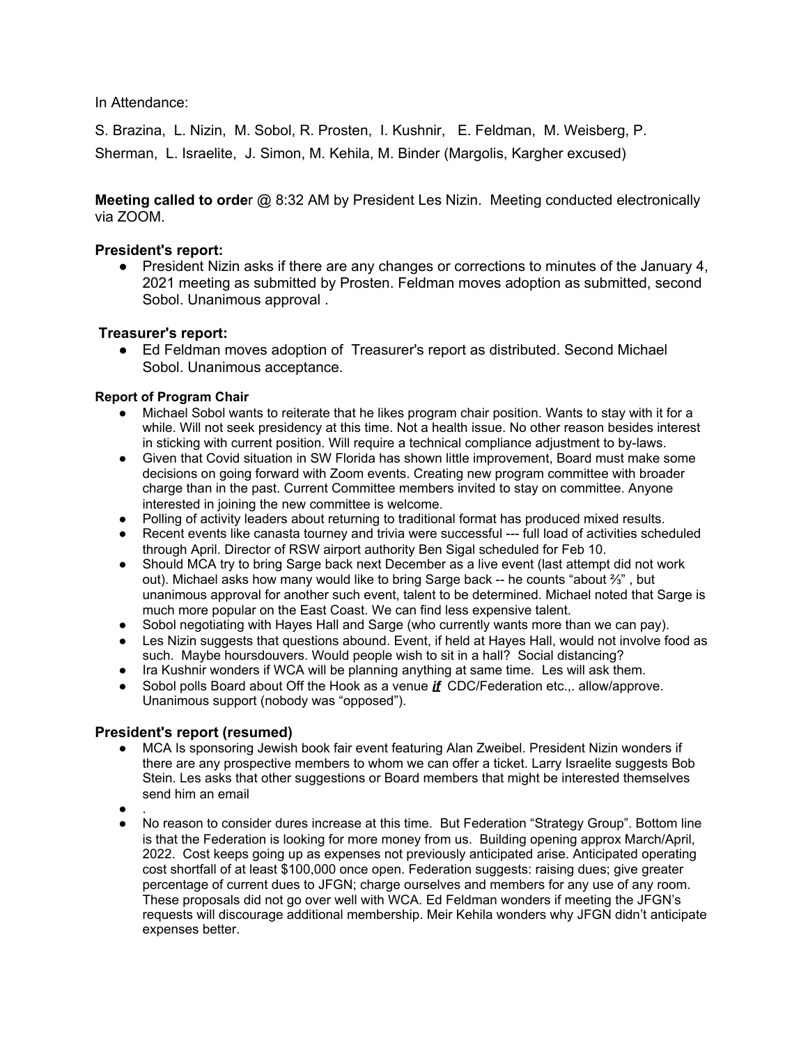In Attendance:

S. Brazina, L. Nizin, M. Sobol, R. Prosten, I. Kushnir, E. Feldman, M. Weisberg, P. Sherman, L. Israelite, J. Simon, M. Kehila, M. Binder (Margolis, Kargher excused)

**Meeting called to orde**r @ 8:32 AM by President Les Nizin. Meeting conducted electronically via ZOOM.

**President's report:**

- President Nizin asks if there are any changes or corrections to minutes of the January 4, 2021 meeting as submitted by Prosten. Feldman moves adoption as submitted, second Sobol. Unanimous approval .

**Treasurer's report:**

- Ed Feldman moves adoption of Treasurer's report as distributed. Second Michael Sobol. Unanimous acceptance.

**Report of Program Chair**

- Michael Sobol wants to reiterate that he likes program chair position. Wants to stay with it for a while. Will not seek presidency at this time. Not a health issue. No other reason besides interest in sticking with current position. Will require a technical compliance adjustment to by-laws.
- Given that Covid situation in SW Florida has shown little improvement, Board must make some decisions on going forward with Zoom events. Creating new program committee with broader charge than in the past. Current Committee members invited to stay on committee. Anyone interested in joining the new committee is welcome.
- Polling of activity leaders about returning to traditional format has produced mixed results.
- Recent events like canasta tourney and trivia were successful --- full load of activities scheduled through April. Director of RSW airport authority Ben Sigal scheduled for Feb 10.
- Should MCA try to bring Sarge back next December as a live event (last attempt did not work out). Michael asks how many would like to bring Sarge back -- he counts "about ⅔" , but unanimous approval for another such event, talent to be determined. Michael noted that Sarge is much more popular on the East Coast. We can find less expensive talent.
- Sobol negotiating with Hayes Hall and Sarge (who currently wants more than we can pay).
- Les Nizin suggests that questions abound. Event, if held at Hayes Hall, would not involve food as such. Maybe hoursdouvers. Would people wish to sit in a hall? Social distancing?
- Ira Kushnir wonders if WCA will be planning anything at same time. Les will ask them.
- Sobol polls Board about Off the Hook as a venue ***if*** CDC/Federation etc.,. allow/approve. Unanimous support (nobody was "opposed").

**President's report (resumed)**

- MCA Is sponsoring Jewish book fair event featuring Alan Zweibel. President Nizin wonders if there are any prospective members to whom we can offer a ticket. Larry Israelite suggests Bob Stein. Les asks that other suggestions or Board members that might be interested themselves send him an email
- .
- No reason to consider dures increase at this time. But Federation "Strategy Group". Bottom line is that the Federation is looking for more money from us. Building opening approx March/April, 2022. Cost keeps going up as expenses not previously anticipated arise. Anticipated operating cost shortfall of at least $100,000 once open. Federation suggests: raising dues; give greater percentage of current dues to JFGN; charge ourselves and members for any use of any room. These proposals did not go over well with WCA. Ed Feldman wonders if meeting the JFGN's requests will discourage additional membership. Meir Kehila wonders why JFGN didn't anticipate expenses better.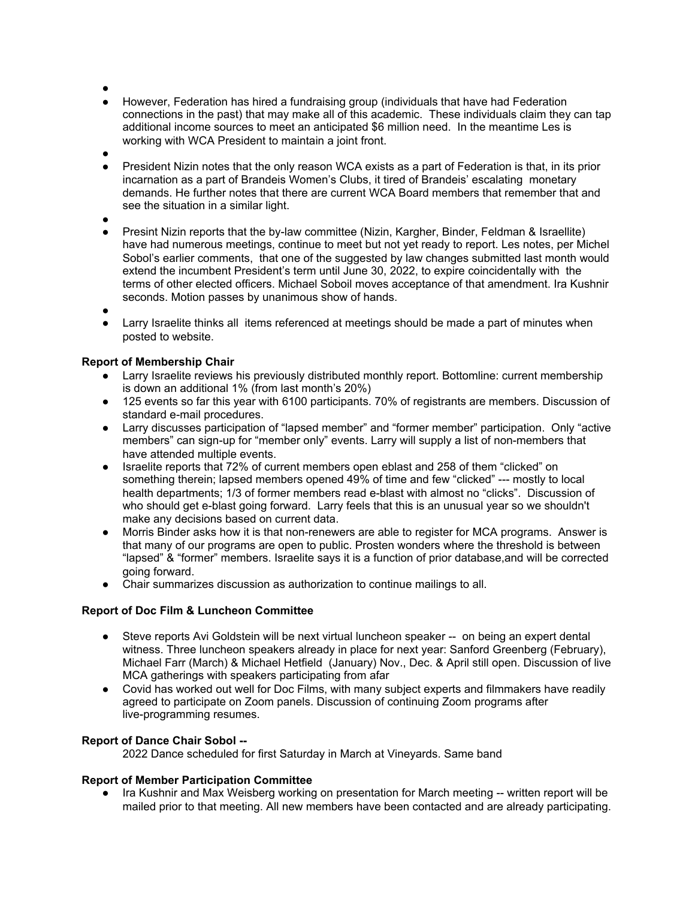- However, Federation has hired a fundraising group (individuals that have had Federation connections in the past) that may make all of this academic. These individuals claim they can tap additional income sources to meet an anticipated $6 million need. In the meantime Les is working with WCA President to maintain a joint front.
- President Nizin notes that the only reason WCA exists as a part of Federation is that, in its prior incarnation as a part of Brandeis Women's Clubs, it tired of Brandeis' escalating monetary demands. He further notes that there are current WCA Board members that remember that and see the situation in a similar light.
- Presint Nizin reports that the by-law committee (Nizin, Kargher, Binder, Feldman & Israellite) have had numerous meetings, continue to meet but not yet ready to report. Les notes, per Michel Sobol's earlier comments, that one of the suggested by law changes submitted last month would extend the incumbent President's term until June 30, 2022, to expire coincidentally with the terms of other elected officers. Michael Soboil moves acceptance of that amendment. Ira Kushnir seconds. Motion passes by unanimous show of hands.
- Larry Israelite thinks all items referenced at meetings should be made a part of minutes when posted to website.

**Report of Membership Chair**

- Larry Israelite reviews his previously distributed monthly report. Bottomline: current membership is down an additional 1% (from last month's 20%)
- 125 events so far this year with 6100 participants. 70% of registrants are members. Discussion of standard e-mail procedures.
- Larry discusses participation of "lapsed member" and "former member" participation. Only "active members" can sign-up for "member only" events. Larry will supply a list of non-members that have attended multiple events.
- Israelite reports that 72% of current members open eblast and 258 of them "clicked" on something therein; lapsed members opened 49% of time and few "clicked" --- mostly to local health departments; 1/3 of former members read e-blast with almost no "clicks". Discussion of who should get e-blast going forward. Larry feels that this is an unusual year so we shouldn't make any decisions based on current data.
- Morris Binder asks how it is that non-renewers are able to register for MCA programs. Answer is that many of our programs are open to public. Prosten wonders where the threshold is between "lapsed" & "former" members. Israelite says it is a function of prior database,and will be corrected going forward.
- Chair summarizes discussion as authorization to continue mailings to all.

**Report of Doc Film & Luncheon Committee**

- Steve reports Avi Goldstein will be next virtual luncheon speaker -- on being an expert dental witness. Three luncheon speakers already in place for next year: Sanford Greenberg (February), Michael Farr (March) & Michael Hetfield (January) Nov., Dec. & April still open. Discussion of live MCA gatherings with speakers participating from afar
- Covid has worked out well for Doc Films, with many subject experts and filmmakers have readily agreed to participate on Zoom panels. Discussion of continuing Zoom programs after live-programming resumes.

**Report of Dance Chair Sobol --**

2022 Dance scheduled for first Saturday in March at Vineyards. Same band

**Report of Member Participation Committee**

- Ira Kushnir and Max Weisberg working on presentation for March meeting -- written report will be mailed prior to that meeting. All new members have been contacted and are already participating.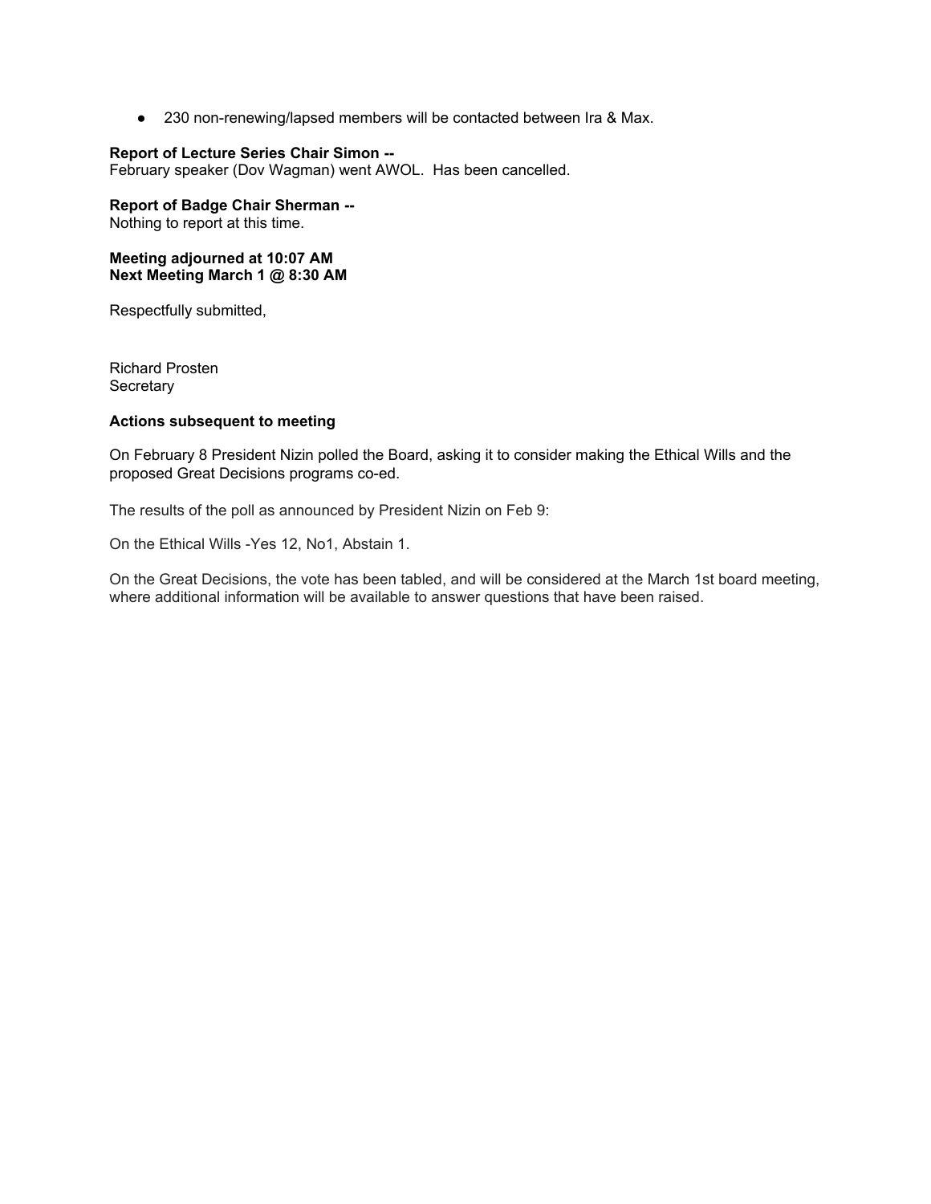- 230 non-renewing/lapsed members will be contacted between Ira & Max.

**Report of Lecture Series Chair Simon --**
February speaker (Dov Wagman) went AWOL. Has been cancelled.

**Report of Badge Chair Sherman --**
Nothing to report at this time.

**Meeting adjourned at 10:07 AM**
**Next Meeting March 1 @ 8:30 AM**

Respectfully submitted,

Richard Prosten
Secretary

**Actions subsequent to meeting**

On February 8 President Nizin polled the Board, asking it to consider making the Ethical Wills and the proposed Great Decisions programs co-ed.

The results of the poll as announced by President Nizin on Feb 9:

On the Ethical Wills -Yes 12, No1, Abstain 1.

On the Great Decisions, the vote has been tabled, and will be considered at the March 1st board meeting, where additional information will be available to answer questions that have been raised.